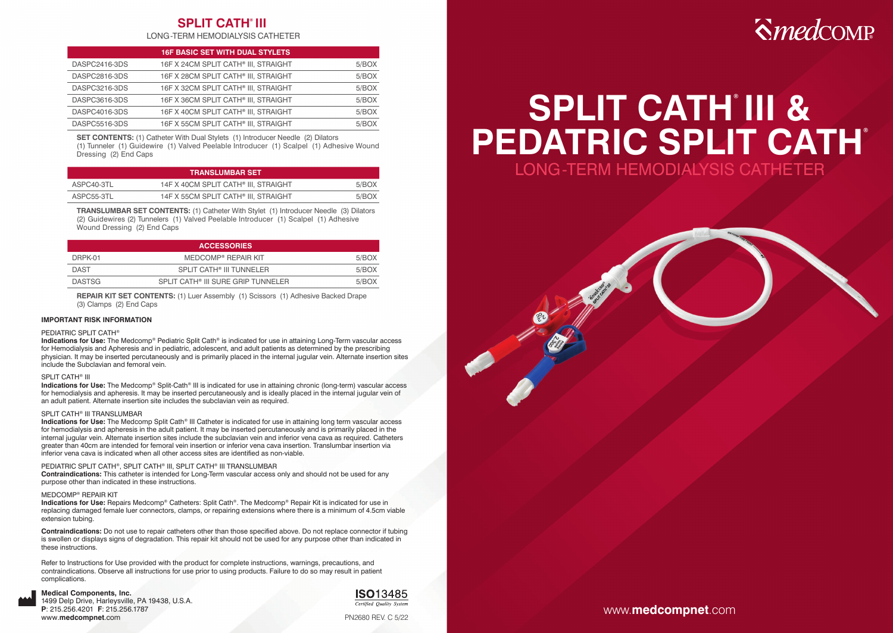# SPLIT CATH® III

LONG-TERM HEMODIALYSIS CATHETER

| 16F BASIC SET WITH DUAL STYLETS | | |
|---|---|---|
| DASPC2416-3DS | 16F X 24CM SPLIT CATH® III, STRAIGHT | 5/BOX |
| DASPC2816-3DS | 16F X 28CM SPLIT CATH® III, STRAIGHT | 5/BOX |
| DASPC3216-3DS | 16F X 32CM SPLIT CATH® III, STRAIGHT | 5/BOX |
| DASPC3616-3DS | 16F X 36CM SPLIT CATH® III, STRAIGHT | 5/BOX |
| DASPC4016-3DS | 16F X 40CM SPLIT CATH® III, STRAIGHT | 5/BOX |
| DASPC5516-3DS | 16F X 55CM SPLIT CATH® III, STRAIGHT | 5/BOX |

**SET CONTENTS:** (1) Catheter With Dual Stylets (1) Introducer Needle (2) Dilators (1) Tunneler (1) Guidewire (1) Valved Peelable Introducer (1) Scalpel (1) Adhesive Wound Dressing (2) End Caps

| TRANSLUMBAR SET | | |
|---|---|---|
| ASPC40-3TL | 14F X 40CM SPLIT CATH® III, STRAIGHT | 5/BOX |
| ASPC55-3TL | 14F X 55CM SPLIT CATH® III, STRAIGHT | 5/BOX |

**TRANSLUMBAR SET CONTENTS:** (1) Catheter With Stylet (1) Introducer Needle (3) Dilators (2) Guidewires (2) Tunnelers (1) Valved Peelable Introducer (1) Scalpel (1) Adhesive Wound Dressing (2) End Caps

| ACCESSORIES | | |
|---|---|---|
| DRPK-01 | MEDCOMP® REPAIR KIT | 5/BOX |
| DAST | SPLIT CATH® III TUNNELER | 5/BOX |
| DASTSG | SPLIT CATH® III SURE GRIP TUNNELER | 5/BOX |

**REPAIR KIT SET CONTENTS:** (1) Luer Assembly (1) Scissors (1) Adhesive Backed Drape (3) Clamps (2) End Caps

### IMPORTANT RISK INFORMATION

PEDIATRIC SPLIT CATH®

**Indications for Use:** The Medcomp® Pediatric Split Cath® is indicated for use in attaining Long-Term vascular access for Hemodialysis and Apheresis and in pediatric, adolescent, and adult patients as determined by the prescribing physician. It may be inserted percutaneously and is primarily placed in the internal jugular vein. Alternate insertion sites include the Subclavian and femoral vein.

SPLIT CATH® III

**Indications for Use:** The Medcomp® Split-Cath® III is indicated for use in attaining chronic (long-term) vascular access for hemodialysis and apheresis. It may be inserted percutaneously and is ideally placed in the internal jugular vein of an adult patient. Alternate insertion site includes the subclavian vein as required.

SPLIT CATH® III TRANSLUMBAR

**Indications for Use:** The Medcomp Split Cath® III Catheter is indicated for use in attaining long term vascular access for hemodialysis and apheresis in the adult patient. It may be inserted percutaneously and is primarily placed in the internal jugular vein. Alternate insertion sites include the subclavian vein and inferior vena cava as required. Catheters greater than 40cm are intended for femoral vein insertion or inferior vena cava insertion. Translumbar insertion via inferior vena cava is indicated when all other access sites are identified as non-viable.

PEDIATRIC SPLIT CATH®, SPLIT CATH® III, SPLIT CATH® III TRANSLUMBAR

**Contraindications:** This catheter is intended for Long-Term vascular access only and should not be used for any purpose other than indicated in these instructions.

MEDCOMP® REPAIR KIT

**Indications for Use:** Repairs Medcomp® Catheters: Split Cath®. The Medcomp® Repair Kit is indicated for use in replacing damaged female luer connectors, clamps, or repairing extensions where there is a minimum of 4.5cm viable extension tubing.

**Contraindications:** Do not use to repair catheters other than those specified above. Do not replace connector if tubing is swollen or displays signs of degradation. This repair kit should not be used for any purpose other than indicated in these instructions.

Refer to Instructions for Use provided with the product for complete instructions, warnings, precautions, and contraindications. Observe all instructions for use prior to using products. Failure to do so may result in patient complications.

**Medical Components, Inc.**
1499 Delp Drive, Harleysville, PA 19438, U.S.A.
**P**: 215.256.4201 **F**: 215.256.1787
www.**medcompnet**.com

**ISO**13485
*Certified Quality System*

PN2680 REV. C 5/22

medCOMP®

# SPLIT CATH® III & PEDATRIC SPLIT CATH®

## LONG-TERM HEMODIALYSIS CATHETER

www.**medcompnet**.com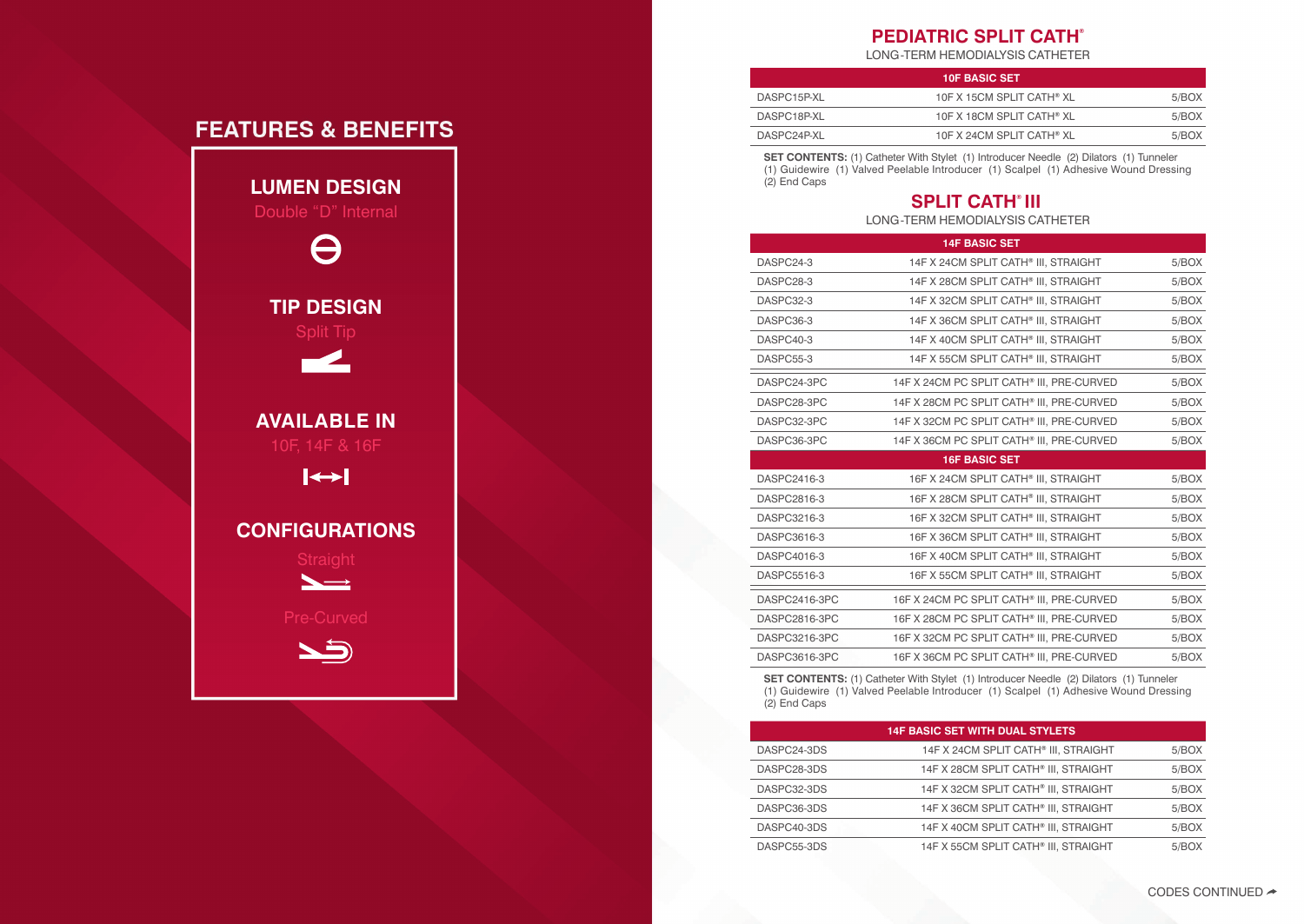## FEATURES & BENEFITS

### LUMEN DESIGN
Double "D" Internal

### TIP DESIGN
Split Tip

### AVAILABLE IN
10F, 14F & 16F

### CONFIGURATIONS
Straight

Pre-Curved

## PEDIATRIC SPLIT CATH®
LONG-TERM HEMODIALYSIS CATHETER

| 10F BASIC SET | | |
|---|---|---|
| DASPC15P-XL | 10F X 15CM SPLIT CATH® XL | 5/BOX |
| DASPC18P-XL | 10F X 18CM SPLIT CATH® XL | 5/BOX |
| DASPC24P-XL | 10F X 24CM SPLIT CATH® XL | 5/BOX |

**SET CONTENTS:** (1) Catheter With Stylet (1) Introducer Needle (2) Dilators (1) Tunneler (1) Guidewire (1) Valved Peelable Introducer (1) Scalpel (1) Adhesive Wound Dressing (2) End Caps

## SPLIT CATH® III
LONG-TERM HEMODIALYSIS CATHETER

| 14F BASIC SET | | |
|---|---|---|
| DASPC24-3 | 14F X 24CM SPLIT CATH® III, STRAIGHT | 5/BOX |
| DASPC28-3 | 14F X 28CM SPLIT CATH® III, STRAIGHT | 5/BOX |
| DASPC32-3 | 14F X 32CM SPLIT CATH® III, STRAIGHT | 5/BOX |
| DASPC36-3 | 14F X 36CM SPLIT CATH® III, STRAIGHT | 5/BOX |
| DASPC40-3 | 14F X 40CM SPLIT CATH® III, STRAIGHT | 5/BOX |
| DASPC55-3 | 14F X 55CM SPLIT CATH® III, STRAIGHT | 5/BOX |
| DASPC24-3PC | 14F X 24CM PC SPLIT CATH® III, PRE-CURVED | 5/BOX |
| DASPC28-3PC | 14F X 28CM PC SPLIT CATH® III, PRE-CURVED | 5/BOX |
| DASPC32-3PC | 14F X 32CM PC SPLIT CATH® III, PRE-CURVED | 5/BOX |
| DASPC36-3PC | 14F X 36CM PC SPLIT CATH® III, PRE-CURVED | 5/BOX |
| **16F BASIC SET** | | |
| DASPC2416-3 | 16F X 24CM SPLIT CATH® III, STRAIGHT | 5/BOX |
| DASPC2816-3 | 16F X 28CM SPLIT CATH® III, STRAIGHT | 5/BOX |
| DASPC3216-3 | 16F X 32CM SPLIT CATH® III, STRAIGHT | 5/BOX |
| DASPC3616-3 | 16F X 36CM SPLIT CATH® III, STRAIGHT | 5/BOX |
| DASPC4016-3 | 16F X 40CM SPLIT CATH® III, STRAIGHT | 5/BOX |
| DASPC5516-3 | 16F X 55CM SPLIT CATH® III, STRAIGHT | 5/BOX |
| DASPC2416-3PC | 16F X 24CM PC SPLIT CATH® III, PRE-CURVED | 5/BOX |
| DASPC2816-3PC | 16F X 28CM PC SPLIT CATH® III, PRE-CURVED | 5/BOX |
| DASPC3216-3PC | 16F X 32CM PC SPLIT CATH® III, PRE-CURVED | 5/BOX |
| DASPC3616-3PC | 16F X 36CM PC SPLIT CATH® III, PRE-CURVED | 5/BOX |

**SET CONTENTS:** (1) Catheter With Stylet (1) Introducer Needle (2) Dilators (1) Tunneler (1) Guidewire (1) Valved Peelable Introducer (1) Scalpel (1) Adhesive Wound Dressing (2) End Caps

| 14F BASIC SET WITH DUAL STYLETS | | |
|---|---|---|
| DASPC24-3DS | 14F X 24CM SPLIT CATH® III, STRAIGHT | 5/BOX |
| DASPC28-3DS | 14F X 28CM SPLIT CATH® III, STRAIGHT | 5/BOX |
| DASPC32-3DS | 14F X 32CM SPLIT CATH® III, STRAIGHT | 5/BOX |
| DASPC36-3DS | 14F X 36CM SPLIT CATH® III, STRAIGHT | 5/BOX |
| DASPC40-3DS | 14F X 40CM SPLIT CATH® III, STRAIGHT | 5/BOX |
| DASPC55-3DS | 14F X 55CM SPLIT CATH® III, STRAIGHT | 5/BOX |

CODES CONTINUED